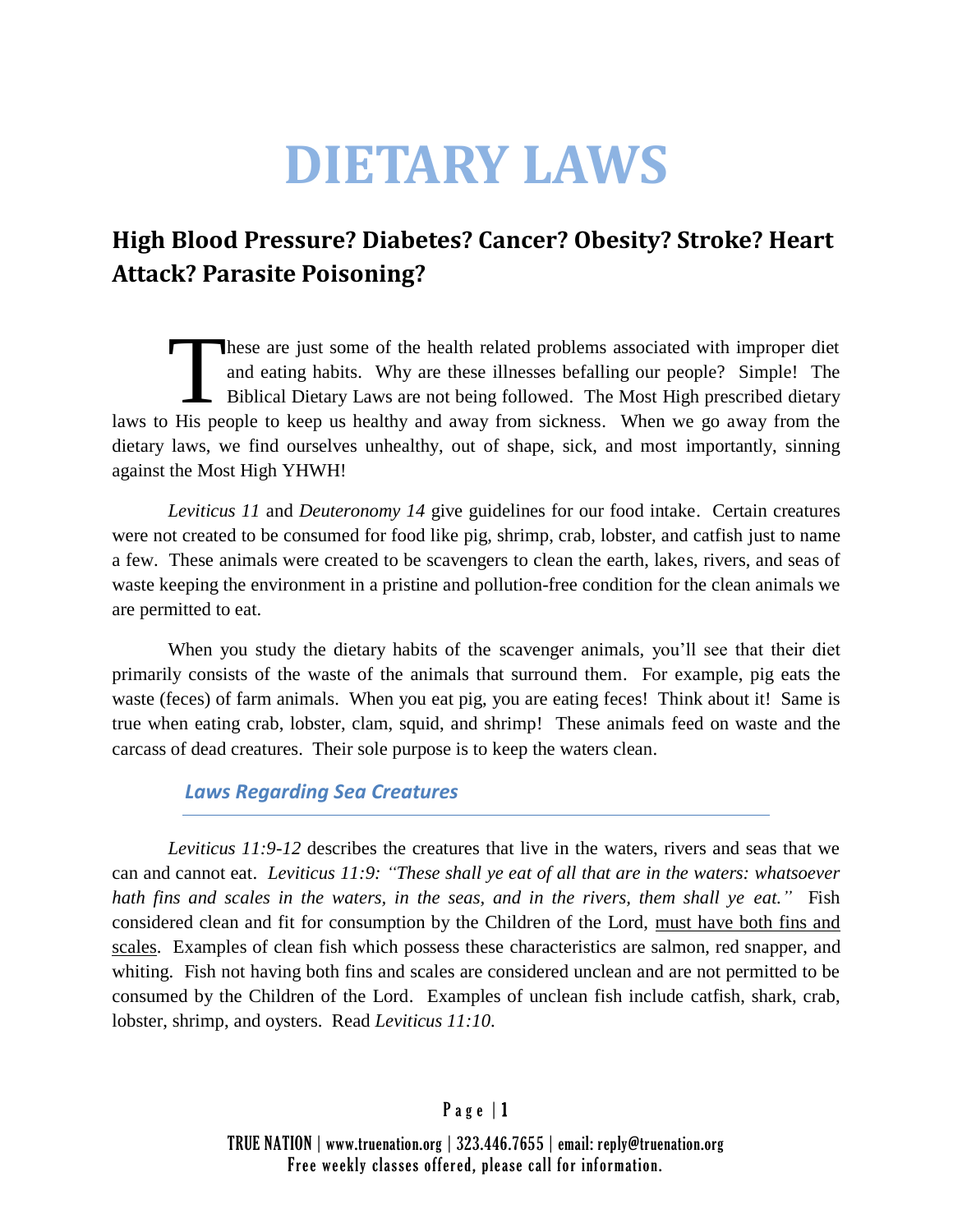# DIETARY LAWS

## High Blood Pressure? Diabetes? Cancer? Obesity? Stroke? Heart Attack? Parasite Poisoning?

These are just some of the health related problems associated with improper diet and eating habits. Why are these illnesses befalling our people? Simple! The Biblical Dietary Laws are not being followed. The Most High prescribed dietary laws to His people to keep us healthy and away from sickness. When we go away from the dietary laws, we find ourselves unhealthy, out of shape, sick, and most importantly, sinning against the Most High YHWH!

*Leviticus 11* and *Deuteronomy 14* give guidelines for our food intake. Certain creatures were not created to be consumed for food like pig, shrimp, crab, lobster, and catfish just to name a few. These animals were created to be scavengers to clean the earth, lakes, rivers, and seas of waste keeping the environment in a pristine and pollution-free condition for the clean animals we are permitted to eat.

When you study the dietary habits of the scavenger animals, you'll see that their diet primarily consists of the waste of the animals that surround them. For example, pig eats the waste (feces) of farm animals. When you eat pig, you are eating feces! Think about it! Same is true when eating crab, lobster, clam, squid, and shrimp! These animals feed on waste and the carcass of dead creatures. Their sole purpose is to keep the waters clean.

### *Laws Regarding Sea Creatures*

*Leviticus 11:9-12* describes the creatures that live in the waters, rivers and seas that we can and cannot eat. *Leviticus 11:9: "These shall ye eat of all that are in the waters: whatsoever hath fins and scales in the waters, in the seas, and in the rivers, them shall ye eat."* Fish considered clean and fit for consumption by the Children of the Lord, <u>must have both fins and scales</u>. Examples of clean fish which possess these characteristics are salmon, red snapper, and whiting. Fish not having both fins and scales are considered unclean and are not permitted to be consumed by the Children of the Lord. Examples of unclean fish include catfish, shark, crab, lobster, shrimp, and oysters. Read *Leviticus 11:10.*

TRUE NATION | www.truenation.org | 323.446.7655 | email: reply@truenation.org
Free weekly classes offered, please call for information.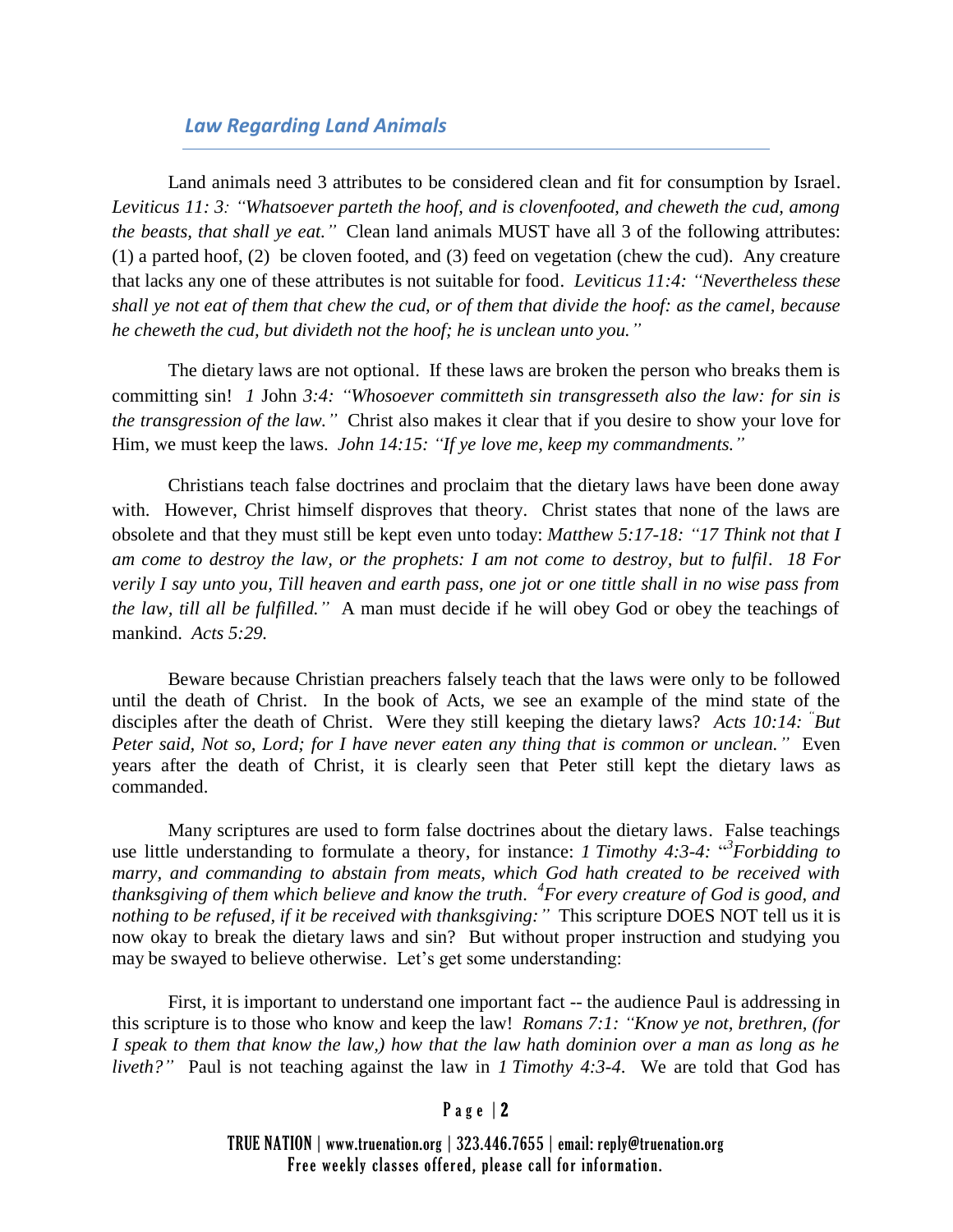## *Law Regarding Land Animals*

Land animals need 3 attributes to be considered clean and fit for consumption by Israel. *Leviticus 11: 3: "Whatsoever parteth the hoof, and is clovenfooted, and cheweth the cud, among the beasts, that shall ye eat."* Clean land animals MUST have all 3 of the following attributes: (1) a parted hoof, (2) be cloven footed, and (3) feed on vegetation (chew the cud). Any creature that lacks any one of these attributes is not suitable for food. *Leviticus 11:4: "Nevertheless these shall ye not eat of them that chew the cud, or of them that divide the hoof: as the camel, because he cheweth the cud, but divideth not the hoof; he is unclean unto you."*

The dietary laws are not optional. If these laws are broken the person who breaks them is committing sin! *1* John *3:4: "Whosoever committeth sin transgresseth also the law: for sin is the transgression of the law."* Christ also makes it clear that if you desire to show your love for Him, we must keep the laws. *John 14:15: "If ye love me, keep my commandments."*

Christians teach false doctrines and proclaim that the dietary laws have been done away with. However, Christ himself disproves that theory. Christ states that none of the laws are obsolete and that they must still be kept even unto today: *Matthew 5:17-18: "17 Think not that I am come to destroy the law, or the prophets: I am not come to destroy, but to fulfil. 18 For verily I say unto you, Till heaven and earth pass, one jot or one tittle shall in no wise pass from the law, till all be fulfilled."* A man must decide if he will obey God or obey the teachings of mankind. *Acts 5:29.*

Beware because Christian preachers falsely teach that the laws were only to be followed until the death of Christ. In the book of Acts, we see an example of the mind state of the disciples after the death of Christ. Were they still keeping the dietary laws? *Acts 10:14: "But Peter said, Not so, Lord; for I have never eaten any thing that is common or unclean."* Even years after the death of Christ, it is clearly seen that Peter still kept the dietary laws as commanded.

Many scriptures are used to form false doctrines about the dietary laws. False teachings use little understanding to formulate a theory, for instance: *1 Timothy 4:3-4: "[3]Forbidding to marry, and commanding to abstain from meats, which God hath created to be received with thanksgiving of them which believe and know the truth. [4]For every creature of God is good, and nothing to be refused, if it be received with thanksgiving:"* This scripture DOES NOT tell us it is now okay to break the dietary laws and sin? But without proper instruction and studying you may be swayed to believe otherwise. Let's get some understanding:

First, it is important to understand one important fact -- the audience Paul is addressing in this scripture is to those who know and keep the law! *Romans 7:1: "Know ye not, brethren, (for I speak to them that know the law,) how that the law hath dominion over a man as long as he liveth?"* Paul is not teaching against the law in *1 Timothy 4:3-4*. We are told that God has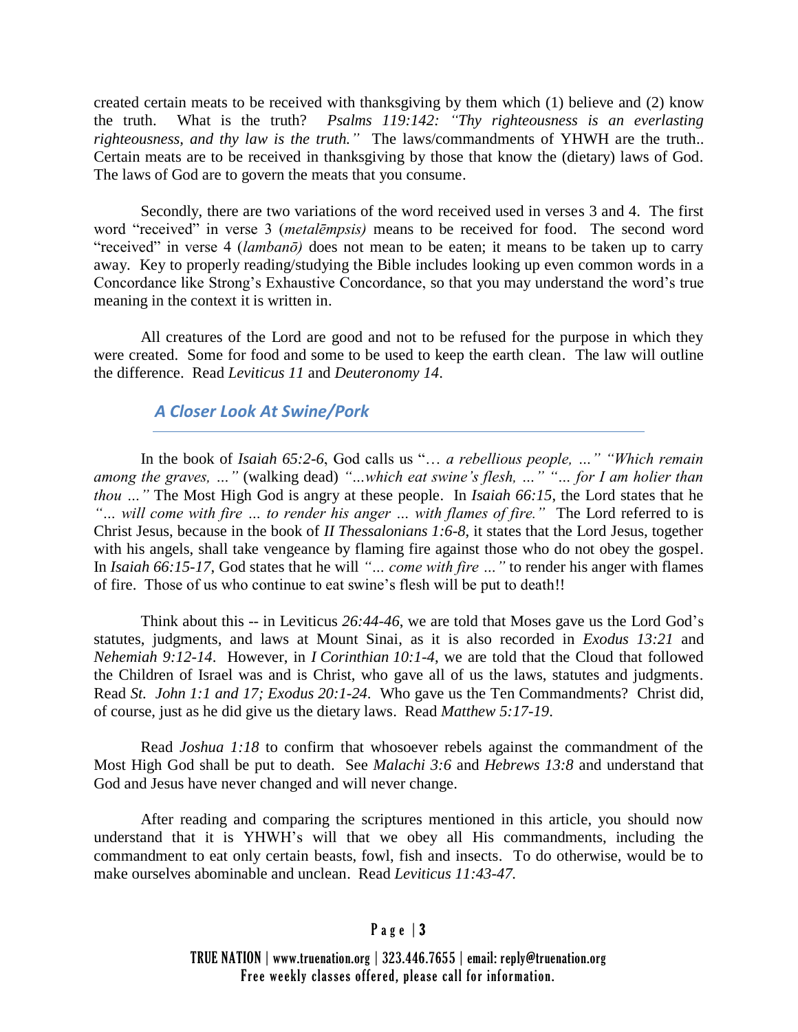created certain meats to be received with thanksgiving by them which (1) believe and (2) know the truth. What is the truth? *Psalms 119:142: "Thy righteousness is an everlasting righteousness, and thy law is the truth."* The laws/commandments of YHWH are the truth.. Certain meats are to be received in thanksgiving by those that know the (dietary) laws of God. The laws of God are to govern the meats that you consume.

Secondly, there are two variations of the word received used in verses 3 and 4. The first word "received" in verse 3 (*metalēmpsis)* means to be received for food. The second word "received" in verse 4 (*lambanō)* does not mean to be eaten; it means to be taken up to carry away. Key to properly reading/studying the Bible includes looking up even common words in a Concordance like Strong's Exhaustive Concordance, so that you may understand the word's true meaning in the context it is written in.

All creatures of the Lord are good and not to be refused for the purpose in which they were created. Some for food and some to be used to keep the earth clean. The law will outline the difference. Read *Leviticus 11* and *Deuteronomy 14*.

## *A Closer Look At Swine/Pork*

In the book of *Isaiah 65:2-6*, God calls us "*… a rebellious people, …" "Which remain among the graves, …"* (walking dead) *"...which eat swine's flesh, …" "… for I am holier than thou …"* The Most High God is angry at these people. In *Isaiah 66:15*, the Lord states that he *"… will come with fire … to render his anger … with flames of fire."* The Lord referred to is Christ Jesus, because in the book of *II Thessalonians 1:6-8*, it states that the Lord Jesus, together with his angels, shall take vengeance by flaming fire against those who do not obey the gospel. In *Isaiah 66:15-17*, God states that he will *"… come with fire …"* to render his anger with flames of fire. Those of us who continue to eat swine's flesh will be put to death!!

Think about this -- in Leviticus *26:44-46*, we are told that Moses gave us the Lord God's statutes, judgments, and laws at Mount Sinai, as it is also recorded in *Exodus 13:21* and *Nehemiah 9:12-14*. However, in *I Corinthian 10:1-4*, we are told that the Cloud that followed the Children of Israel was and is Christ, who gave all of us the laws, statutes and judgments. Read *St. John 1:1 and 17; Exodus 20:1-24.* Who gave us the Ten Commandments? Christ did, of course, just as he did give us the dietary laws. Read *Matthew 5:17-19*.

Read *Joshua 1:18* to confirm that whosoever rebels against the commandment of the Most High God shall be put to death. See *Malachi 3:6* and *Hebrews 13:8* and understand that God and Jesus have never changed and will never change.

After reading and comparing the scriptures mentioned in this article, you should now understand that it is YHWH's will that we obey all His commandments, including the commandment to eat only certain beasts, fowl, fish and insects. To do otherwise, would be to make ourselves abominable and unclean. Read *Leviticus 11:43-47.*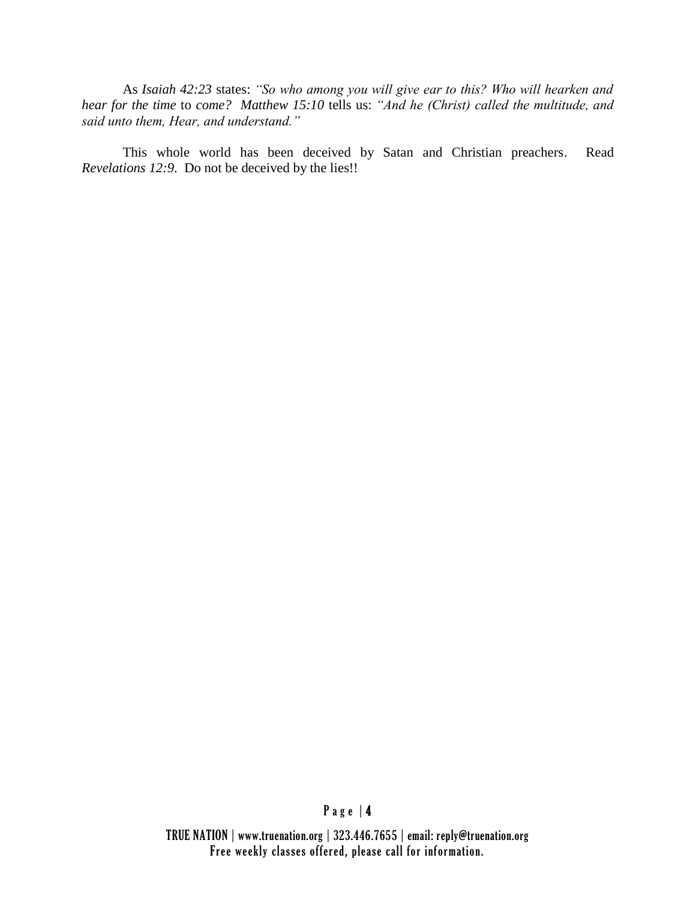As *Isaiah 42:23* states: *"So who among you will give ear to this? Who will hearken and hear for the time* to *come? Matthew 15:10* tells us: *"And he (Christ) called the multitude, and said unto them, Hear, and understand."*

This whole world has been deceived by Satan and Christian preachers. Read *Revelations 12:9*. Do not be deceived by the lies!!